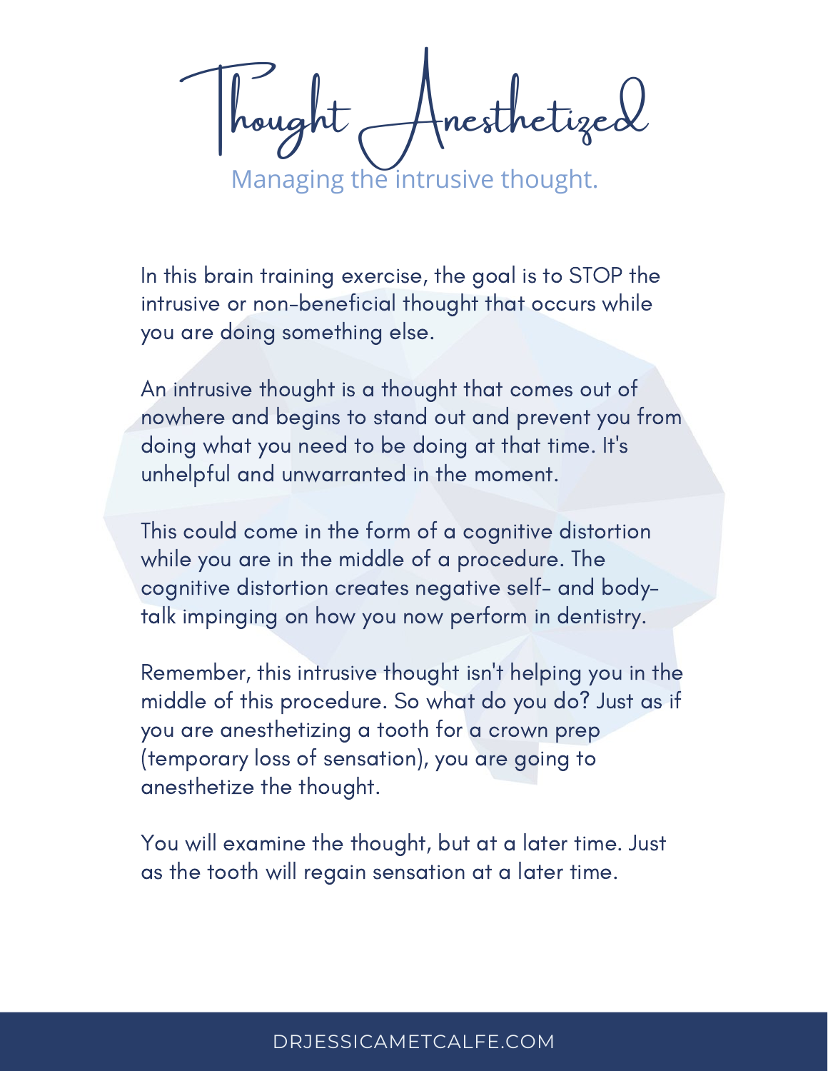# Thought Anesthetized

Managing the intrusive thought.

In this brain training exercise, the goal is to STOP the intrusive or non-beneficial thought that occurs while you are doing something else.

An intrusive thought is a thought that comes out of nowhere and begins to stand out and prevent you from doing what you need to be doing at that time. It's unhelpful and unwarranted in the moment.

This could come in the form of a cognitive distortion while you are in the middle of a procedure. The cognitive distortion creates negative self- and body-talk impinging on how you now perform in dentistry.

Remember, this intrusive thought isn't helping you in the middle of this procedure. So what do you do? Just as if you are anesthetizing a tooth for a crown prep (temporary loss of sensation), you are going to anesthetize the thought.

You will examine the thought, but at a later time. Just as the tooth will regain sensation at a later time.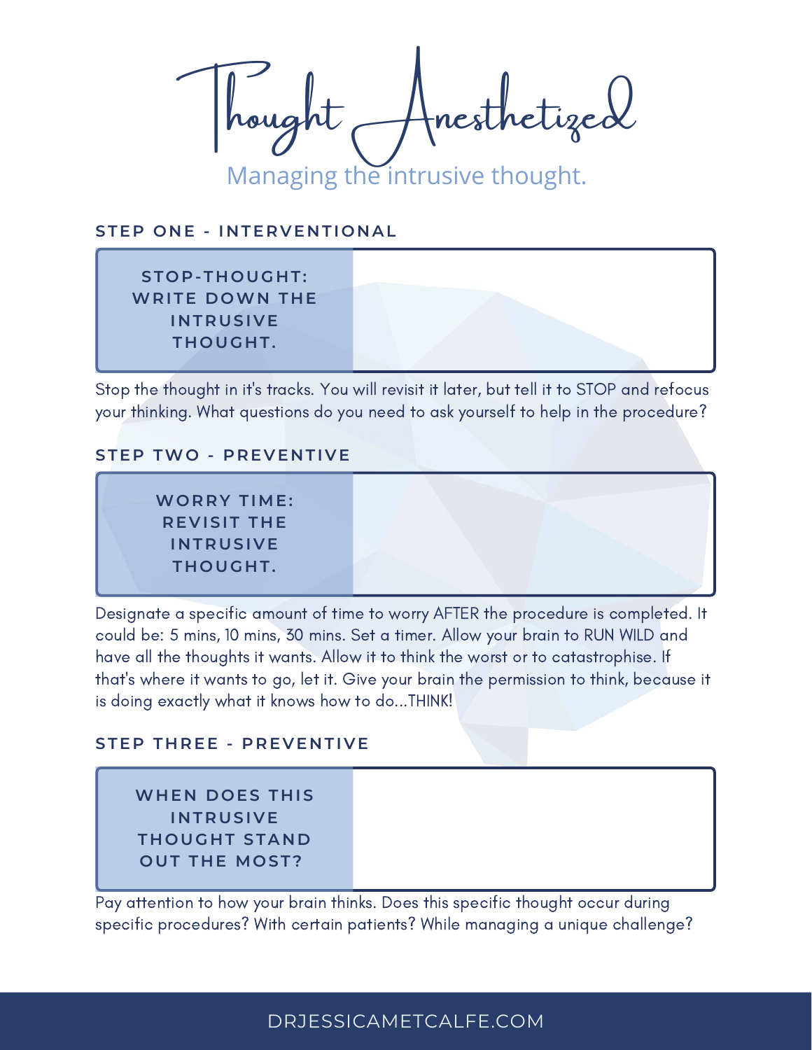# Thought Anesthetized

Managing the intrusive thought.

## STEP ONE - INTERVENTIONAL

| STOP-THOUGHT: WRITE DOWN THE INTRUSIVE THOUGHT. | |
|---|---|

Stop the thought in it's tracks. You will revisit it later, but tell it to STOP and refocus your thinking. What questions do you need to ask yourself to help in the procedure?

## STEP TWO - PREVENTIVE

| WORRY TIME: REVISIT THE INTRUSIVE THOUGHT. | |
|---|---|

Designate a specific amount of time to worry AFTER the procedure is completed. It could be: 5 mins, 10 mins, 30 mins. Set a timer. Allow your brain to RUN WILD and have all the thoughts it wants. Allow it to think the worst or to catastrophise. If that's where it wants to go, let it. Give your brain the permission to think, because it is doing exactly what it knows how to do...THINK!

## STEP THREE - PREVENTIVE

| WHEN DOES THIS INTRUSIVE THOUGHT STAND OUT THE MOST? | |
|---|---|

Pay attention to how your brain thinks. Does this specific thought occur during specific procedures? With certain patients? While managing a unique challenge?

DRJESSICAMETCALFE.COM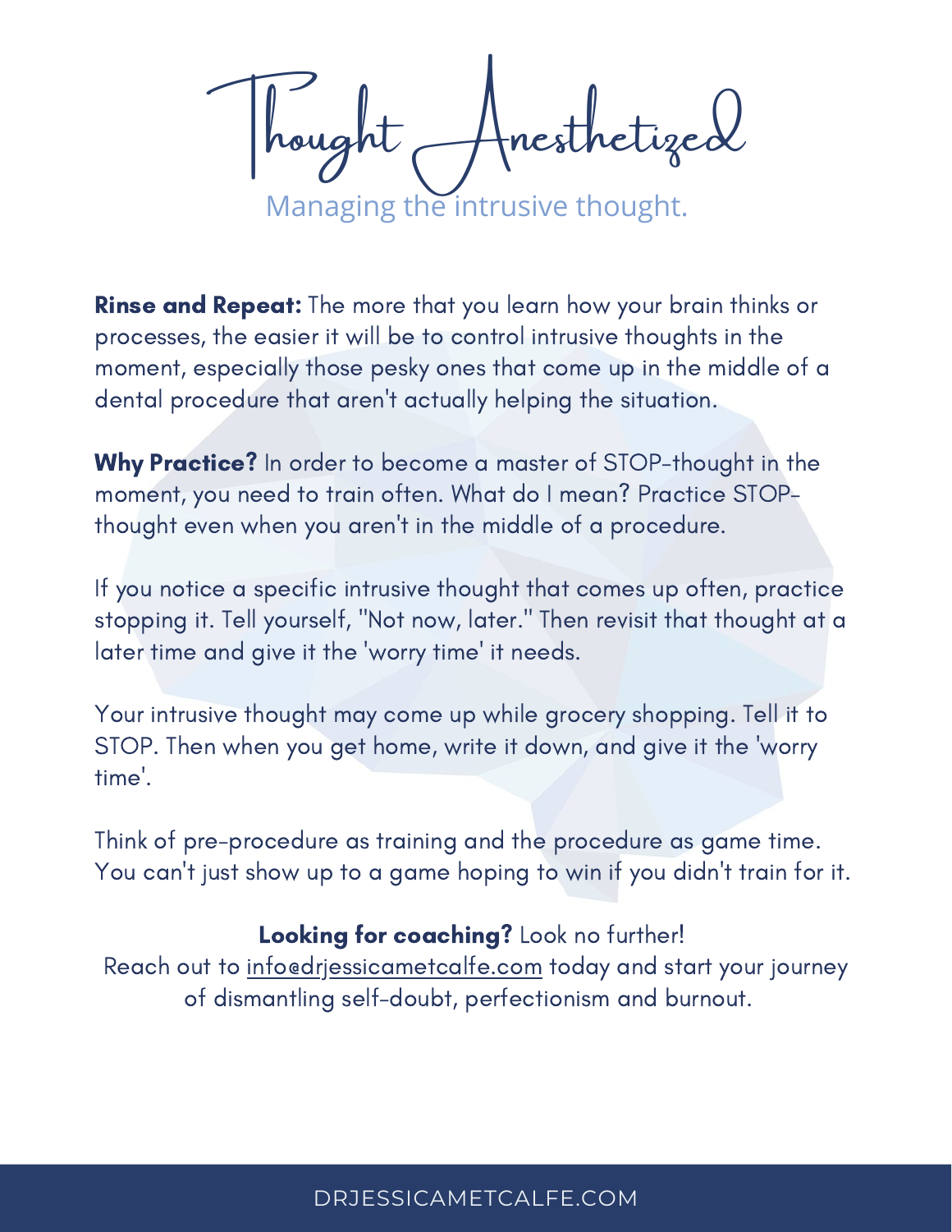# Thought Anesthetized

Managing the intrusive thought.

**Rinse and Repeat:** The more that you learn how your brain thinks or processes, the easier it will be to control intrusive thoughts in the moment, especially those pesky ones that come up in the middle of a dental procedure that aren't actually helping the situation.

**Why Practice?** In order to become a master of STOP-thought in the moment, you need to train often. What do I mean? Practice STOP-thought even when you aren't in the middle of a procedure.

If you notice a specific intrusive thought that comes up often, practice stopping it. Tell yourself, "Not now, later." Then revisit that thought at a later time and give it the 'worry time' it needs.

Your intrusive thought may come up while grocery shopping. Tell it to STOP. Then when you get home, write it down, and give it the 'worry time'.

Think of pre-procedure as training and the procedure as game time. You can't just show up to a game hoping to win if you didn't train for it.

**Looking for coaching?** Look no further!
Reach out to info@drjessicametcalfe.com today and start your journey of dismantling self-doubt, perfectionism and burnout.

DRJESSICAMETCALFE.COM